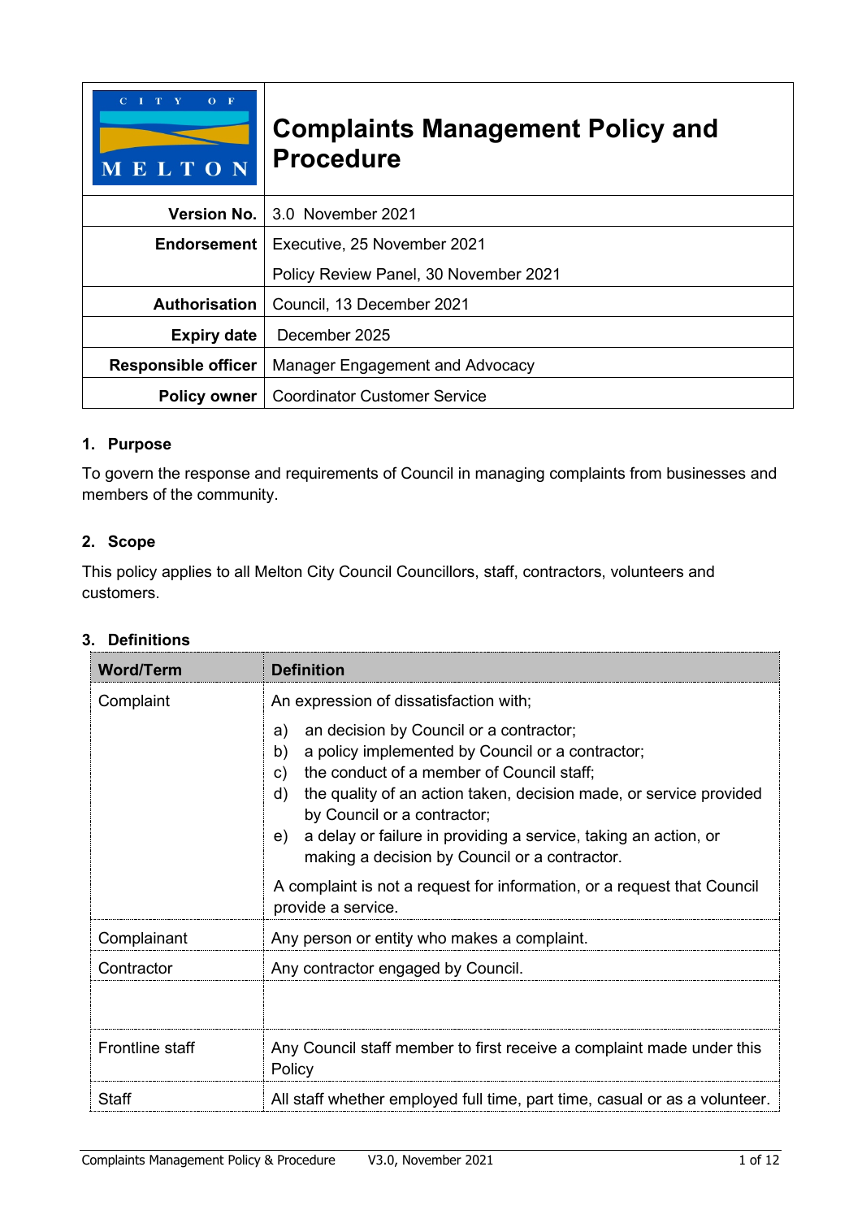# Complaints Management Policy and Procedure

| | |
|---|---|
| **Version No.** | 3.0 November 2021 |
| **Endorsement** | Executive, 25 November 2021<br>Policy Review Panel, 30 November 2021 |
| **Authorisation** | Council, 13 December 2021 |
| **Expiry date** | December 2025 |
| **Responsible officer** | Manager Engagement and Advocacy |
| **Policy owner** | Coordinator Customer Service |

## 1. Purpose

To govern the response and requirements of Council in managing complaints from businesses and members of the community.

## 2. Scope

This policy applies to all Melton City Council Councillors, staff, contractors, volunteers and customers.

## 3. Definitions

| Word/Term | Definition |
|---|---|
| Complaint | An expression of dissatisfaction with;<br>a) an decision by Council or a contractor;<br>b) a policy implemented by Council or a contractor;<br>c) the conduct of a member of Council staff;<br>d) the quality of an action taken, decision made, or service provided by Council or a contractor;<br>e) a delay or failure in providing a service, taking an action, or making a decision by Council or a contractor.<br>A complaint is not a request for information, or a request that Council provide a service. |
| Complainant | Any person or entity who makes a complaint. |
| Contractor | Any contractor engaged by Council. |
| | |
| Frontline staff | Any Council staff member to first receive a complaint made under this Policy |
| Staff | All staff whether employed full time, part time, casual or as a volunteer. |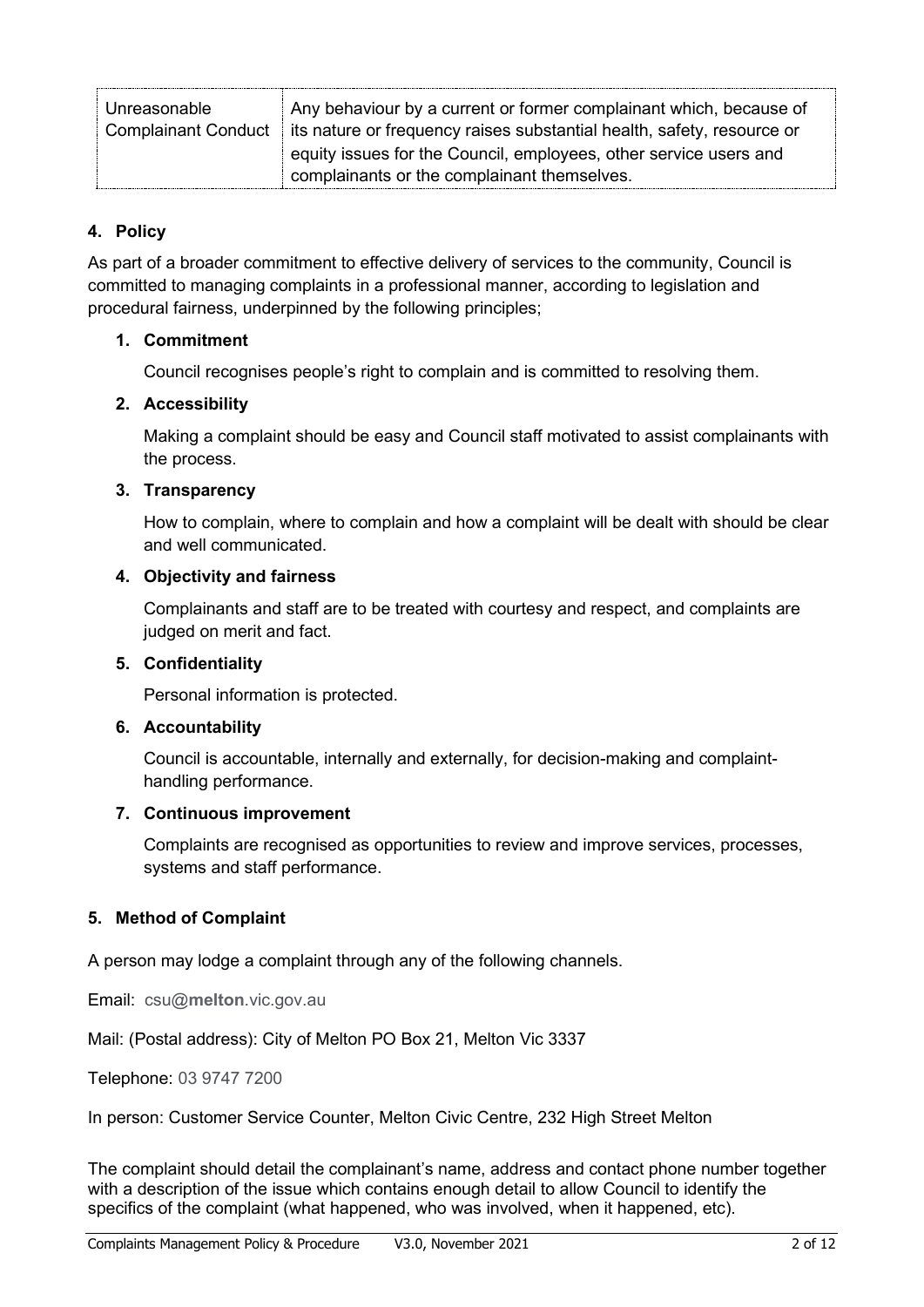| Unreasonable Complainant Conduct | Any behaviour by a current or former complainant which, because of its nature or frequency raises substantial health, safety, resource or equity issues for the Council, employees, other service users and complainants or the complainant themselves. |
|---|---|

## 4. Policy

As part of a broader commitment to effective delivery of services to the community, Council is committed to managing complaints in a professional manner, according to legislation and procedural fairness, underpinned by the following principles;

1. **Commitment**

   Council recognises people's right to complain and is committed to resolving them.

2. **Accessibility**

   Making a complaint should be easy and Council staff motivated to assist complainants with the process.

3. **Transparency**

   How to complain, where to complain and how a complaint will be dealt with should be clear and well communicated.

4. **Objectivity and fairness**

   Complainants and staff are to be treated with courtesy and respect, and complaints are judged on merit and fact.

5. **Confidentiality**

   Personal information is protected.

6. **Accountability**

   Council is accountable, internally and externally, for decision-making and complaint-handling performance.

7. **Continuous improvement**

   Complaints are recognised as opportunities to review and improve services, processes, systems and staff performance.

## 5. Method of Complaint

A person may lodge a complaint through any of the following channels.

Email: csu@**melton**.vic.gov.au

Mail: (Postal address): City of Melton PO Box 21, Melton Vic 3337

Telephone: 03 9747 7200

In person: Customer Service Counter, Melton Civic Centre, 232 High Street Melton

The complaint should detail the complainant's name, address and contact phone number together with a description of the issue which contains enough detail to allow Council to identify the specifics of the complaint (what happened, who was involved, when it happened, etc).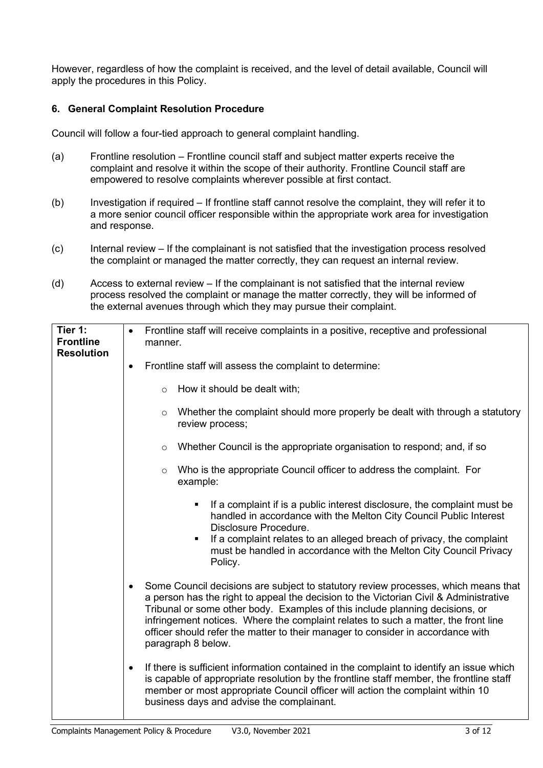However, regardless of how the complaint is received, and the level of detail available, Council will apply the procedures in this Policy.

### 6. General Complaint Resolution Procedure

Council will follow a four-tied approach to general complaint handling.

(a) Frontline resolution – Frontline council staff and subject matter experts receive the complaint and resolve it within the scope of their authority. Frontline Council staff are empowered to resolve complaints wherever possible at first contact.

(b) Investigation if required – If frontline staff cannot resolve the complaint, they will refer it to a more senior council officer responsible within the appropriate work area for investigation and response.

(c) Internal review – If the complainant is not satisfied that the investigation process resolved the complaint or managed the matter correctly, they can request an internal review.

(d) Access to external review – If the complainant is not satisfied that the internal review process resolved the complaint or manage the matter correctly, they will be informed of the external avenues through which they may pursue their complaint.

| **Tier 1: Frontline Resolution** | • Frontline staff will receive complaints in a positive, receptive and professional manner.<br><br>• Frontline staff will assess the complaint to determine:<br>  ◦ How it should be dealt with;<br>  ◦ Whether the complaint should more properly be dealt with through a statutory review process;<br>  ◦ Whether Council is the appropriate organisation to respond; and, if so<br>  ◦ Who is the appropriate Council officer to address the complaint. For example:<br>    ▪ If a complaint if is a public interest disclosure, the complaint must be handled in accordance with the Melton City Council Public Interest Disclosure Procedure.<br>    ▪ If a complaint relates to an alleged breach of privacy, the complaint must be handled in accordance with the Melton City Council Privacy Policy.<br><br>• Some Council decisions are subject to statutory review processes, which means that a person has the right to appeal the decision to the Victorian Civil & Administrative Tribunal or some other body. Examples of this include planning decisions, or infringement notices. Where the complaint relates to such a matter, the front line officer should refer the matter to their manager to consider in accordance with paragraph 8 below.<br><br>• If there is sufficient information contained in the complaint to identify an issue which is capable of appropriate resolution by the frontline staff member, the frontline staff member or most appropriate Council officer will action the complaint within 10 business days and advise the complainant. |
|---|---|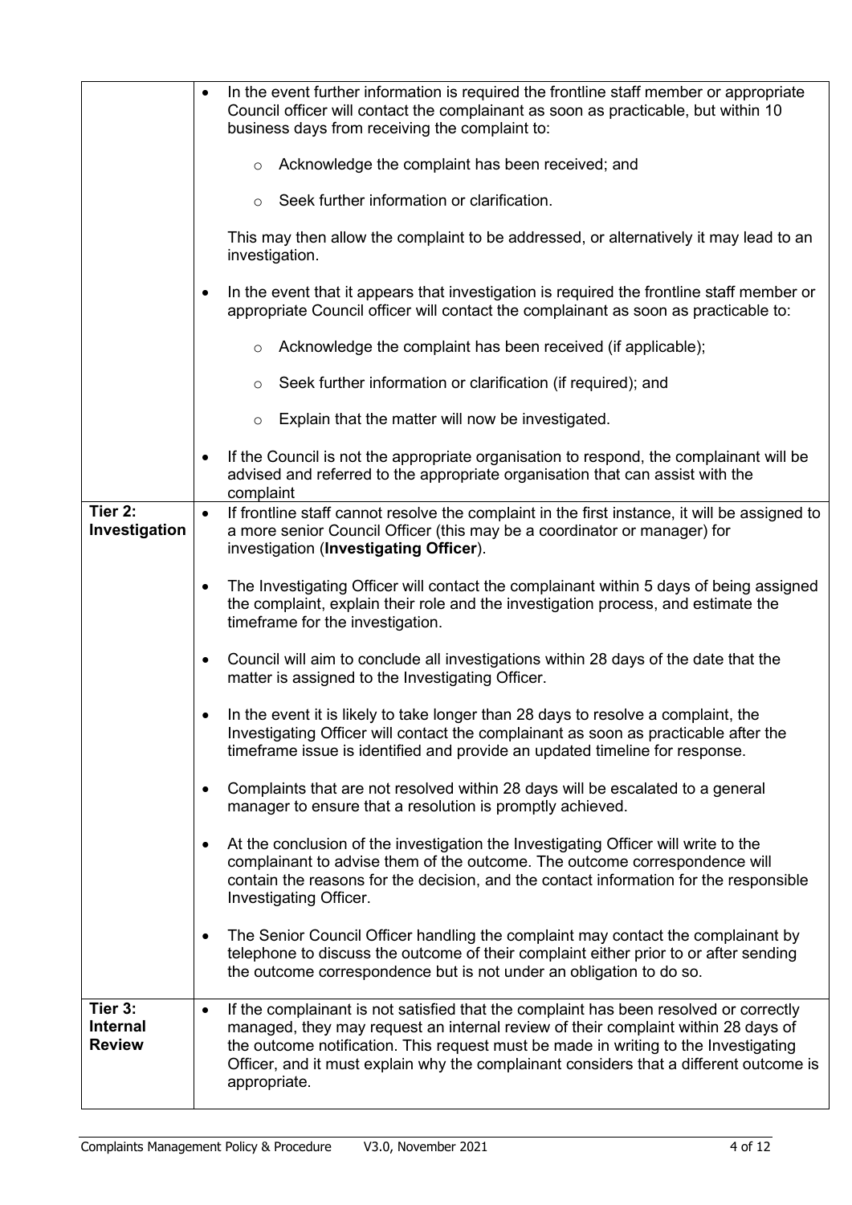| | |
|---|---|
| | • In the event further information is required the frontline staff member or appropriate Council officer will contact the complainant as soon as practicable, but within 10 business days from receiving the complaint to:<br>  ○ Acknowledge the complaint has been received; and<br>  ○ Seek further information or clarification.<br>This may then allow the complaint to be addressed, or alternatively it may lead to an investigation.<br>• In the event that it appears that investigation is required the frontline staff member or appropriate Council officer will contact the complainant as soon as practicable to:<br>  ○ Acknowledge the complaint has been received (if applicable);<br>  ○ Seek further information or clarification (if required); and<br>  ○ Explain that the matter will now be investigated.<br>• If the Council is not the appropriate organisation to respond, the complainant will be advised and referred to the appropriate organisation that can assist with the complaint |
| **Tier 2: Investigation** | • If frontline staff cannot resolve the complaint in the first instance, it will be assigned to a more senior Council Officer (this may be a coordinator or manager) for investigation (**Investigating Officer**).<br>• The Investigating Officer will contact the complainant within 5 days of being assigned the complaint, explain their role and the investigation process, and estimate the timeframe for the investigation.<br>• Council will aim to conclude all investigations within 28 days of the date that the matter is assigned to the Investigating Officer.<br>• In the event it is likely to take longer than 28 days to resolve a complaint, the Investigating Officer will contact the complainant as soon as practicable after the timeframe issue is identified and provide an updated timeline for response.<br>• Complaints that are not resolved within 28 days will be escalated to a general manager to ensure that a resolution is promptly achieved.<br>• At the conclusion of the investigation the Investigating Officer will write to the complainant to advise them of the outcome. The outcome correspondence will contain the reasons for the decision, and the contact information for the responsible Investigating Officer.<br>• The Senior Council Officer handling the complaint may contact the complainant by telephone to discuss the outcome of their complaint either prior to or after sending the outcome correspondence but is not under an obligation to do so. |
| **Tier 3: Internal Review** | • If the complainant is not satisfied that the complaint has been resolved or correctly managed, they may request an internal review of their complaint within 28 days of the outcome notification. This request must be made in writing to the Investigating Officer, and it must explain why the complainant considers that a different outcome is appropriate. |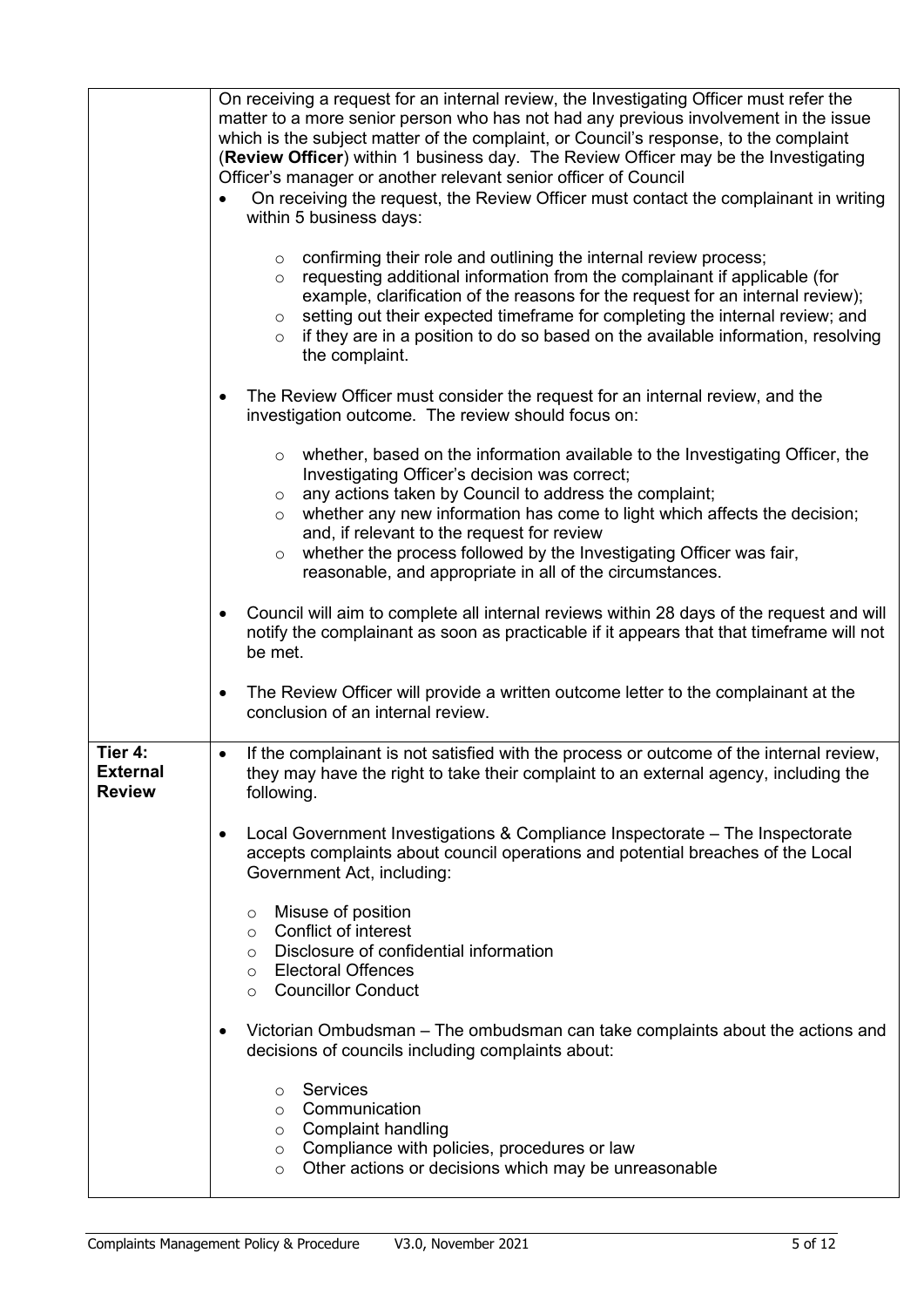| | |
|---|---|
| | On receiving a request for an internal review, the Investigating Officer must refer the matter to a more senior person who has not had any previous involvement in the issue which is the subject matter of the complaint, or Council's response, to the complaint (**Review Officer**) within 1 business day. The Review Officer may be the Investigating Officer's manager or another relevant senior officer of Council<br>• On receiving the request, the Review Officer must contact the complainant in writing within 5 business days:<br>  ○ confirming their role and outlining the internal review process;<br>  ○ requesting additional information from the complainant if applicable (for example, clarification of the reasons for the request for an internal review);<br>  ○ setting out their expected timeframe for completing the internal review; and<br>  ○ if they are in a position to do so based on the available information, resolving the complaint.<br>• The Review Officer must consider the request for an internal review, and the investigation outcome. The review should focus on:<br>  ○ whether, based on the information available to the Investigating Officer, the Investigating Officer's decision was correct;<br>  ○ any actions taken by Council to address the complaint;<br>  ○ whether any new information has come to light which affects the decision; and, if relevant to the request for review<br>  ○ whether the process followed by the Investigating Officer was fair, reasonable, and appropriate in all of the circumstances.<br>• Council will aim to complete all internal reviews within 28 days of the request and will notify the complainant as soon as practicable if it appears that that timeframe will not be met.<br>• The Review Officer will provide a written outcome letter to the complainant at the conclusion of an internal review. |
| **Tier 4: External Review** | • If the complainant is not satisfied with the process or outcome of the internal review, they may have the right to take their complaint to an external agency, including the following.<br>• Local Government Investigations & Compliance Inspectorate – The Inspectorate accepts complaints about council operations and potential breaches of the Local Government Act, including:<br>  ○ Misuse of position<br>  ○ Conflict of interest<br>  ○ Disclosure of confidential information<br>  ○ Electoral Offences<br>  ○ Councillor Conduct<br>• Victorian Ombudsman – The ombudsman can take complaints about the actions and decisions of councils including complaints about:<br>  ○ Services<br>  ○ Communication<br>  ○ Complaint handling<br>  ○ Compliance with policies, procedures or law<br>  ○ Other actions or decisions which may be unreasonable |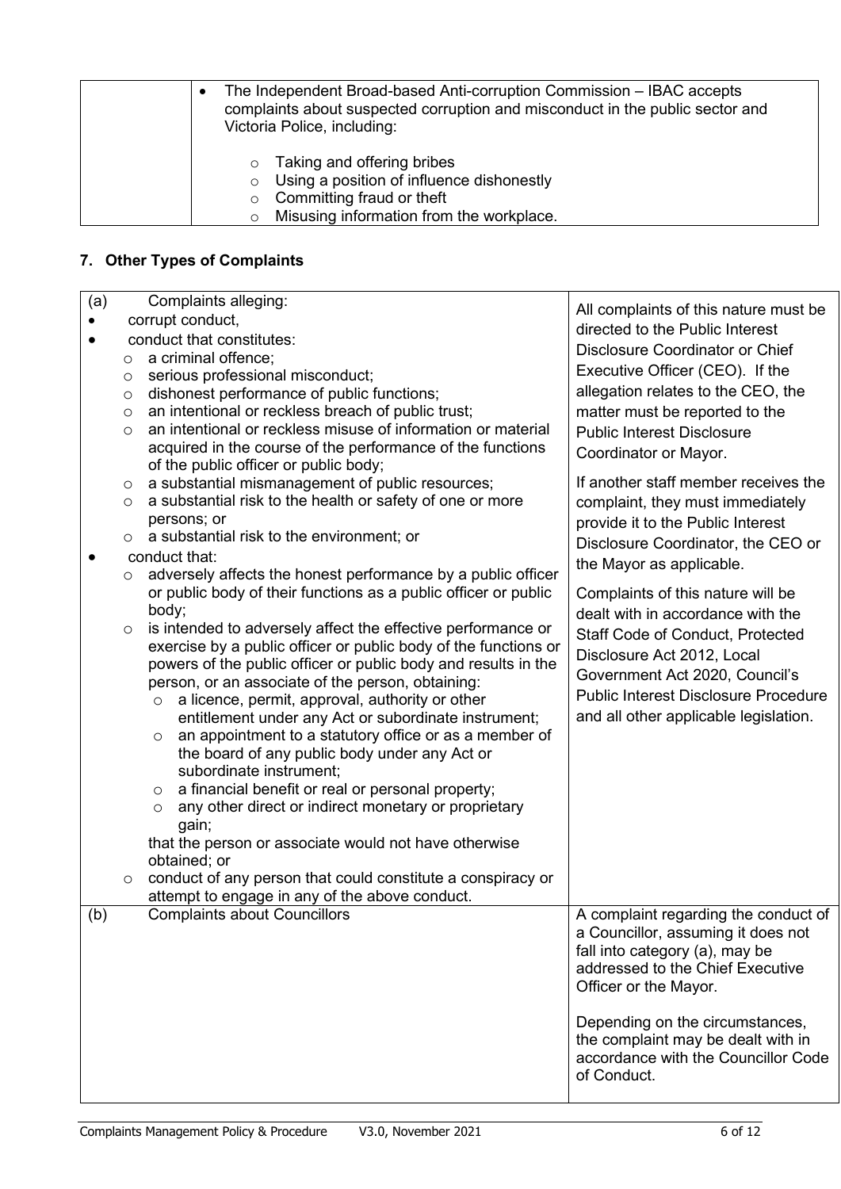| | • The Independent Broad-based Anti-corruption Commission – IBAC accepts complaints about suspected corruption and misconduct in the public sector and Victoria Police, including:<br><br>  ○ Taking and offering bribes<br>  ○ Using a position of influence dishonestly<br>  ○ Committing fraud or theft<br>  ○ Misusing information from the workplace. |
|---|---|

## 7. Other Types of Complaints

| | |
|---|---|
| (a) Complaints alleging:<br>• corrupt conduct,<br>• conduct that constitutes:<br>  ○ a criminal offence;<br>  ○ serious professional misconduct;<br>  ○ dishonest performance of public functions;<br>  ○ an intentional or reckless breach of public trust;<br>  ○ an intentional or reckless misuse of information or material acquired in the course of the performance of the functions of the public officer or public body;<br>  ○ a substantial mismanagement of public resources;<br>  ○ a substantial risk to the health or safety of one or more persons; or<br>  ○ a substantial risk to the environment; or<br>• conduct that:<br>  ○ adversely affects the honest performance by a public officer or public body of their functions as a public officer or public body;<br>  ○ is intended to adversely affect the effective performance or exercise by a public officer or public body of the functions or powers of the public officer or public body and results in the person, or an associate of the person, obtaining:<br>    ○ a licence, permit, approval, authority or other entitlement under any Act or subordinate instrument;<br>    ○ an appointment to a statutory office or as a member of the board of any public body under any Act or subordinate instrument;<br>    ○ a financial benefit or real or personal property;<br>    ○ any other direct or indirect monetary or proprietary gain;<br>  that the person or associate would not have otherwise obtained; or<br>  ○ conduct of any person that could constitute a conspiracy or attempt to engage in any of the above conduct. | All complaints of this nature must be directed to the Public Interest Disclosure Coordinator or Chief Executive Officer (CEO). If the allegation relates to the CEO, the matter must be reported to the Public Interest Disclosure Coordinator or Mayor.<br><br>If another staff member receives the complaint, they must immediately provide it to the Public Interest Disclosure Coordinator, the CEO or the Mayor as applicable.<br><br>Complaints of this nature will be dealt with in accordance with the Staff Code of Conduct, Protected Disclosure Act 2012, Local Government Act 2020, Council's Public Interest Disclosure Procedure and all other applicable legislation. |
| (b) Complaints about Councillors | A complaint regarding the conduct of a Councillor, assuming it does not fall into category (a), may be addressed to the Chief Executive Officer or the Mayor.<br><br>Depending on the circumstances, the complaint may be dealt with in accordance with the Councillor Code of Conduct. |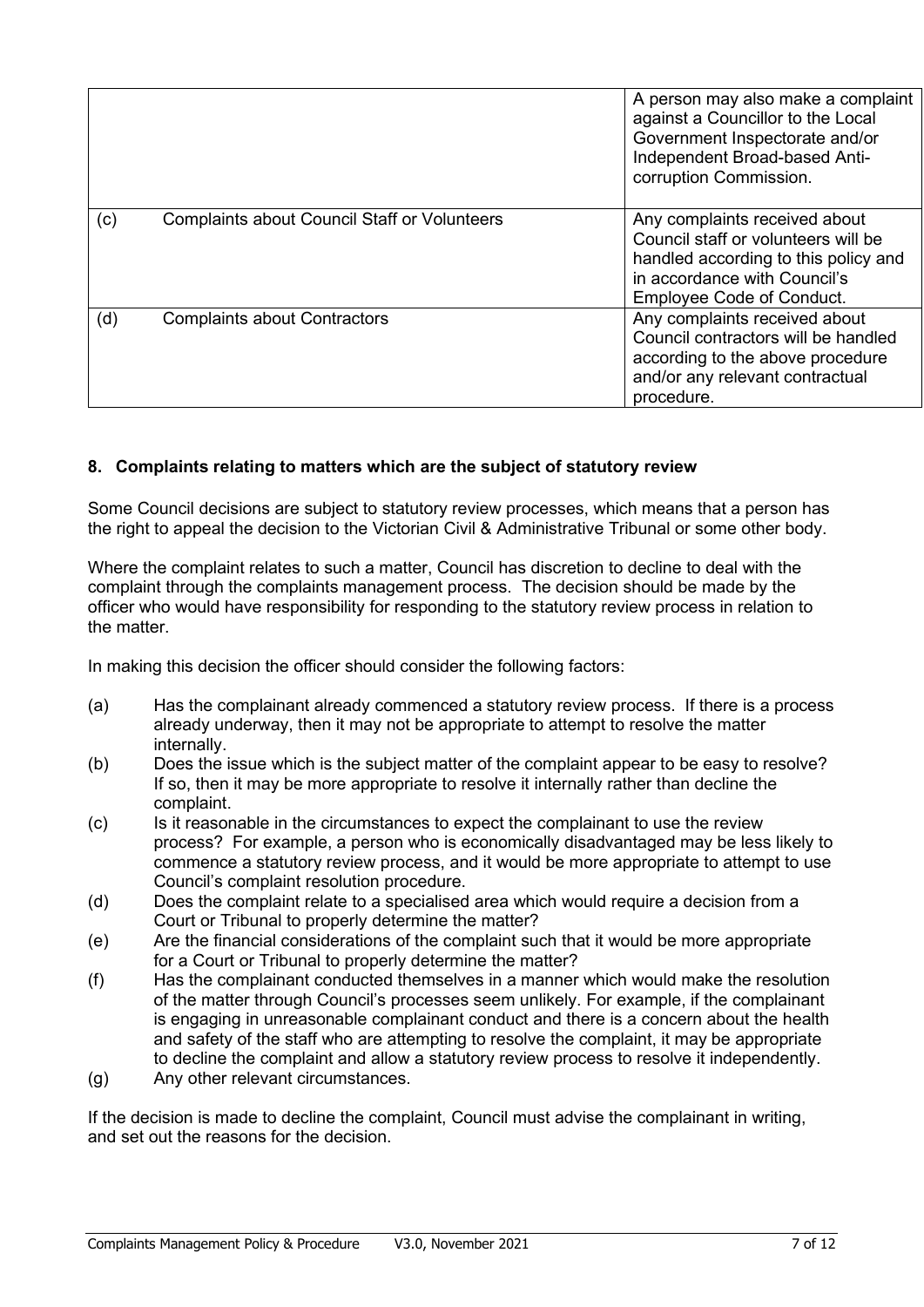| | | |
|---|---|---|
| | | A person may also make a complaint against a Councillor to the Local Government Inspectorate and/or Independent Broad-based Anti-corruption Commission. |
| (c) | Complaints about Council Staff or Volunteers | Any complaints received about Council staff or volunteers will be handled according to this policy and in accordance with Council's Employee Code of Conduct. |
| (d) | Complaints about Contractors | Any complaints received about Council contractors will be handled according to the above procedure and/or any relevant contractual procedure. |

## 8. Complaints relating to matters which are the subject of statutory review

Some Council decisions are subject to statutory review processes, which means that a person has the right to appeal the decision to the Victorian Civil & Administrative Tribunal or some other body.

Where the complaint relates to such a matter, Council has discretion to decline to deal with the complaint through the complaints management process. The decision should be made by the officer who would have responsibility for responding to the statutory review process in relation to the matter.

In making this decision the officer should consider the following factors:

(a) Has the complainant already commenced a statutory review process. If there is a process already underway, then it may not be appropriate to attempt to resolve the matter internally.

(b) Does the issue which is the subject matter of the complaint appear to be easy to resolve? If so, then it may be more appropriate to resolve it internally rather than decline the complaint.

(c) Is it reasonable in the circumstances to expect the complainant to use the review process? For example, a person who is economically disadvantaged may be less likely to commence a statutory review process, and it would be more appropriate to attempt to use Council's complaint resolution procedure.

(d) Does the complaint relate to a specialised area which would require a decision from a Court or Tribunal to properly determine the matter?

(e) Are the financial considerations of the complaint such that it would be more appropriate for a Court or Tribunal to properly determine the matter?

(f) Has the complainant conducted themselves in a manner which would make the resolution of the matter through Council's processes seem unlikely. For example, if the complainant is engaging in unreasonable complainant conduct and there is a concern about the health and safety of the staff who are attempting to resolve the complaint, it may be appropriate to decline the complaint and allow a statutory review process to resolve it independently.

(g) Any other relevant circumstances.

If the decision is made to decline the complaint, Council must advise the complainant in writing, and set out the reasons for the decision.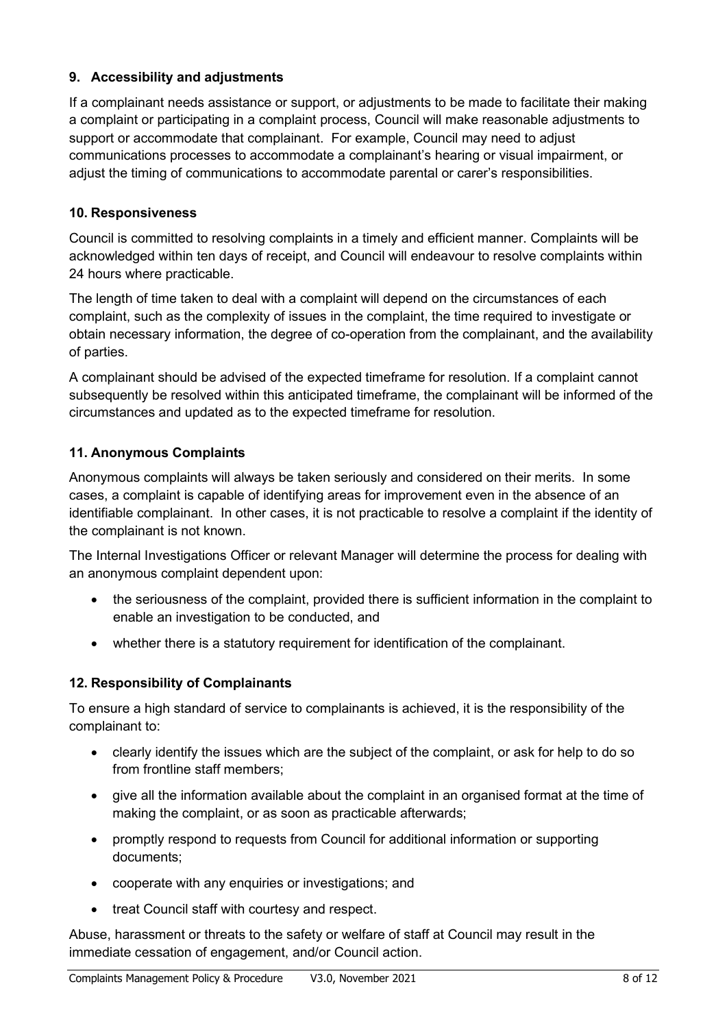## 9. Accessibility and adjustments

If a complainant needs assistance or support, or adjustments to be made to facilitate their making a complaint or participating in a complaint process, Council will make reasonable adjustments to support or accommodate that complainant. For example, Council may need to adjust communications processes to accommodate a complainant's hearing or visual impairment, or adjust the timing of communications to accommodate parental or carer's responsibilities.

## 10. Responsiveness

Council is committed to resolving complaints in a timely and efficient manner. Complaints will be acknowledged within ten days of receipt, and Council will endeavour to resolve complaints within 24 hours where practicable.

The length of time taken to deal with a complaint will depend on the circumstances of each complaint, such as the complexity of issues in the complaint, the time required to investigate or obtain necessary information, the degree of co-operation from the complainant, and the availability of parties.

A complainant should be advised of the expected timeframe for resolution. If a complaint cannot subsequently be resolved within this anticipated timeframe, the complainant will be informed of the circumstances and updated as to the expected timeframe for resolution.

## 11. Anonymous Complaints

Anonymous complaints will always be taken seriously and considered on their merits. In some cases, a complaint is capable of identifying areas for improvement even in the absence of an identifiable complainant. In other cases, it is not practicable to resolve a complaint if the identity of the complainant is not known.

The Internal Investigations Officer or relevant Manager will determine the process for dealing with an anonymous complaint dependent upon:

- the seriousness of the complaint, provided there is sufficient information in the complaint to enable an investigation to be conducted, and
- whether there is a statutory requirement for identification of the complainant.

## 12. Responsibility of Complainants

To ensure a high standard of service to complainants is achieved, it is the responsibility of the complainant to:

- clearly identify the issues which are the subject of the complaint, or ask for help to do so from frontline staff members;
- give all the information available about the complaint in an organised format at the time of making the complaint, or as soon as practicable afterwards;
- promptly respond to requests from Council for additional information or supporting documents;
- cooperate with any enquiries or investigations; and
- treat Council staff with courtesy and respect.

Abuse, harassment or threats to the safety or welfare of staff at Council may result in the immediate cessation of engagement, and/or Council action.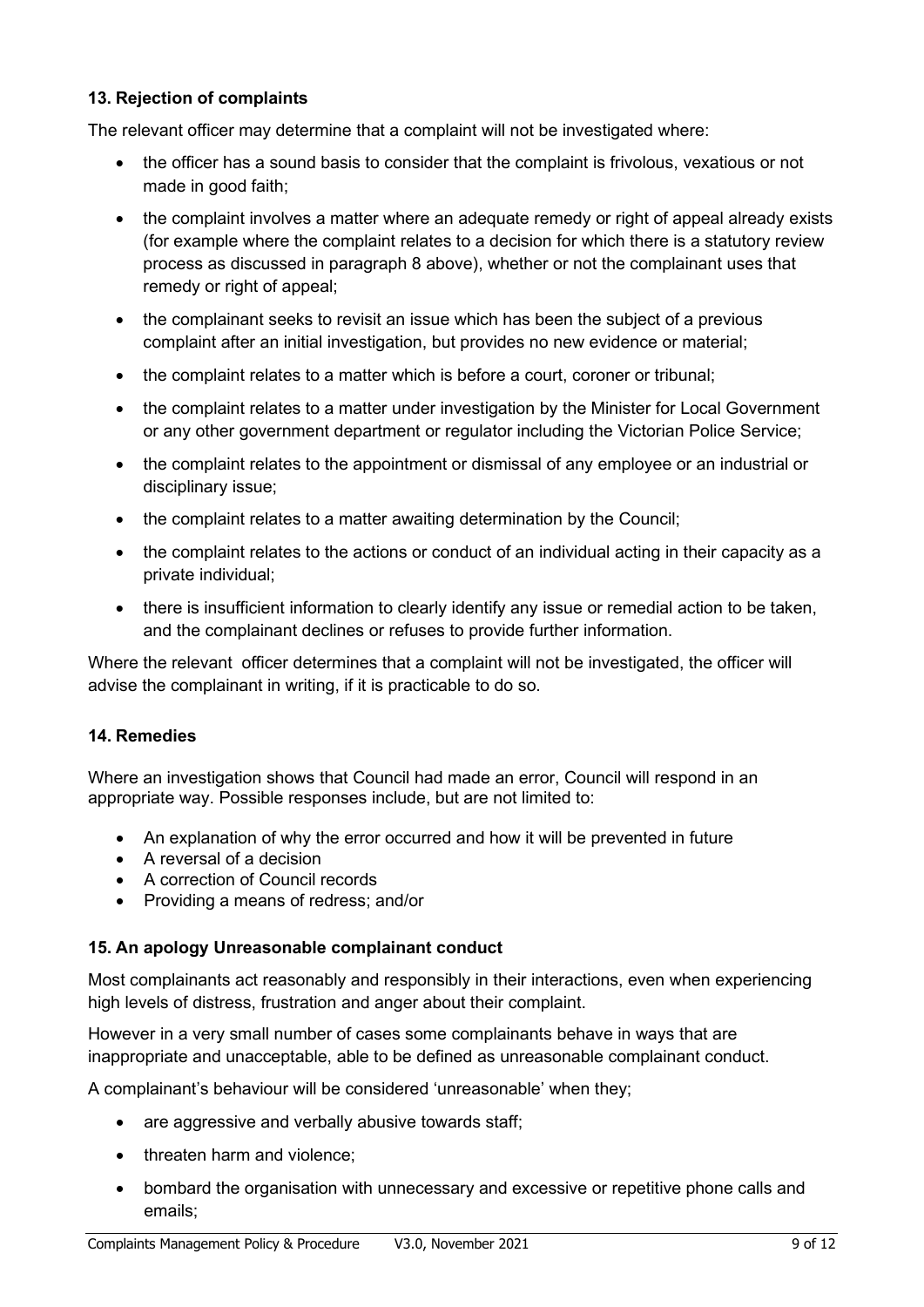### 13. Rejection of complaints

The relevant officer may determine that a complaint will not be investigated where:

- the officer has a sound basis to consider that the complaint is frivolous, vexatious or not made in good faith;
- the complaint involves a matter where an adequate remedy or right of appeal already exists (for example where the complaint relates to a decision for which there is a statutory review process as discussed in paragraph 8 above), whether or not the complainant uses that remedy or right of appeal;
- the complainant seeks to revisit an issue which has been the subject of a previous complaint after an initial investigation, but provides no new evidence or material;
- the complaint relates to a matter which is before a court, coroner or tribunal;
- the complaint relates to a matter under investigation by the Minister for Local Government or any other government department or regulator including the Victorian Police Service;
- the complaint relates to the appointment or dismissal of any employee or an industrial or disciplinary issue;
- the complaint relates to a matter awaiting determination by the Council;
- the complaint relates to the actions or conduct of an individual acting in their capacity as a private individual;
- there is insufficient information to clearly identify any issue or remedial action to be taken, and the complainant declines or refuses to provide further information.

Where the relevant officer determines that a complaint will not be investigated, the officer will advise the complainant in writing, if it is practicable to do so.

### 14. Remedies

Where an investigation shows that Council had made an error, Council will respond in an appropriate way. Possible responses include, but are not limited to:

- An explanation of why the error occurred and how it will be prevented in future
- A reversal of a decision
- A correction of Council records
- Providing a means of redress; and/or

### 15. An apology Unreasonable complainant conduct

Most complainants act reasonably and responsibly in their interactions, even when experiencing high levels of distress, frustration and anger about their complaint.

However in a very small number of cases some complainants behave in ways that are inappropriate and unacceptable, able to be defined as unreasonable complainant conduct.

A complainant's behaviour will be considered 'unreasonable' when they;

- are aggressive and verbally abusive towards staff;
- threaten harm and violence;
- bombard the organisation with unnecessary and excessive or repetitive phone calls and emails;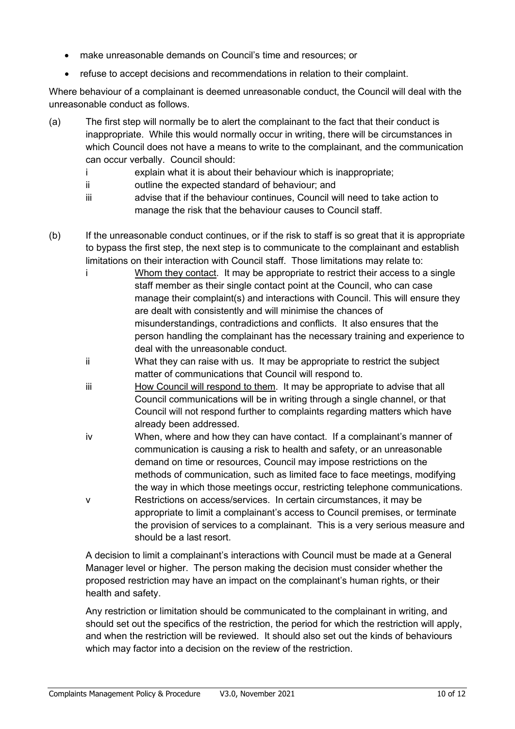- make unreasonable demands on Council's time and resources; or
- refuse to accept decisions and recommendations in relation to their complaint.

Where behaviour of a complainant is deemed unreasonable conduct, the Council will deal with the unreasonable conduct as follows.

(a) The first step will normally be to alert the complainant to the fact that their conduct is inappropriate. While this would normally occur in writing, there will be circumstances in which Council does not have a means to write to the complainant, and the communication can occur verbally. Council should:

   i explain what it is about their behaviour which is inappropriate;

   ii outline the expected standard of behaviour; and

   iii advise that if the behaviour continues, Council will need to take action to manage the risk that the behaviour causes to Council staff.

(b) If the unreasonable conduct continues, or if the risk to staff is so great that it is appropriate to bypass the first step, the next step is to communicate to the complainant and establish limitations on their interaction with Council staff. Those limitations may relate to:

   i <u>Whom they contact</u>. It may be appropriate to restrict their access to a single staff member as their single contact point at the Council, who can case manage their complaint(s) and interactions with Council. This will ensure they are dealt with consistently and will minimise the chances of misunderstandings, contradictions and conflicts. It also ensures that the person handling the complainant has the necessary training and experience to deal with the unreasonable conduct.

   ii What they can raise with us. It may be appropriate to restrict the subject matter of communications that Council will respond to.

   iii <u>How Council will respond to them</u>. It may be appropriate to advise that all Council communications will be in writing through a single channel, or that Council will not respond further to complaints regarding matters which have already been addressed.

   iv When, where and how they can have contact. If a complainant's manner of communication is causing a risk to health and safety, or an unreasonable demand on time or resources, Council may impose restrictions on the methods of communication, such as limited face to face meetings, modifying the way in which those meetings occur, restricting telephone communications.

   v Restrictions on access/services. In certain circumstances, it may be appropriate to limit a complainant's access to Council premises, or terminate the provision of services to a complainant. This is a very serious measure and should be a last resort.

   A decision to limit a complainant's interactions with Council must be made at a General Manager level or higher. The person making the decision must consider whether the proposed restriction may have an impact on the complainant's human rights, or their health and safety.

   Any restriction or limitation should be communicated to the complainant in writing, and should set out the specifics of the restriction, the period for which the restriction will apply, and when the restriction will be reviewed. It should also set out the kinds of behaviours which may factor into a decision on the review of the restriction.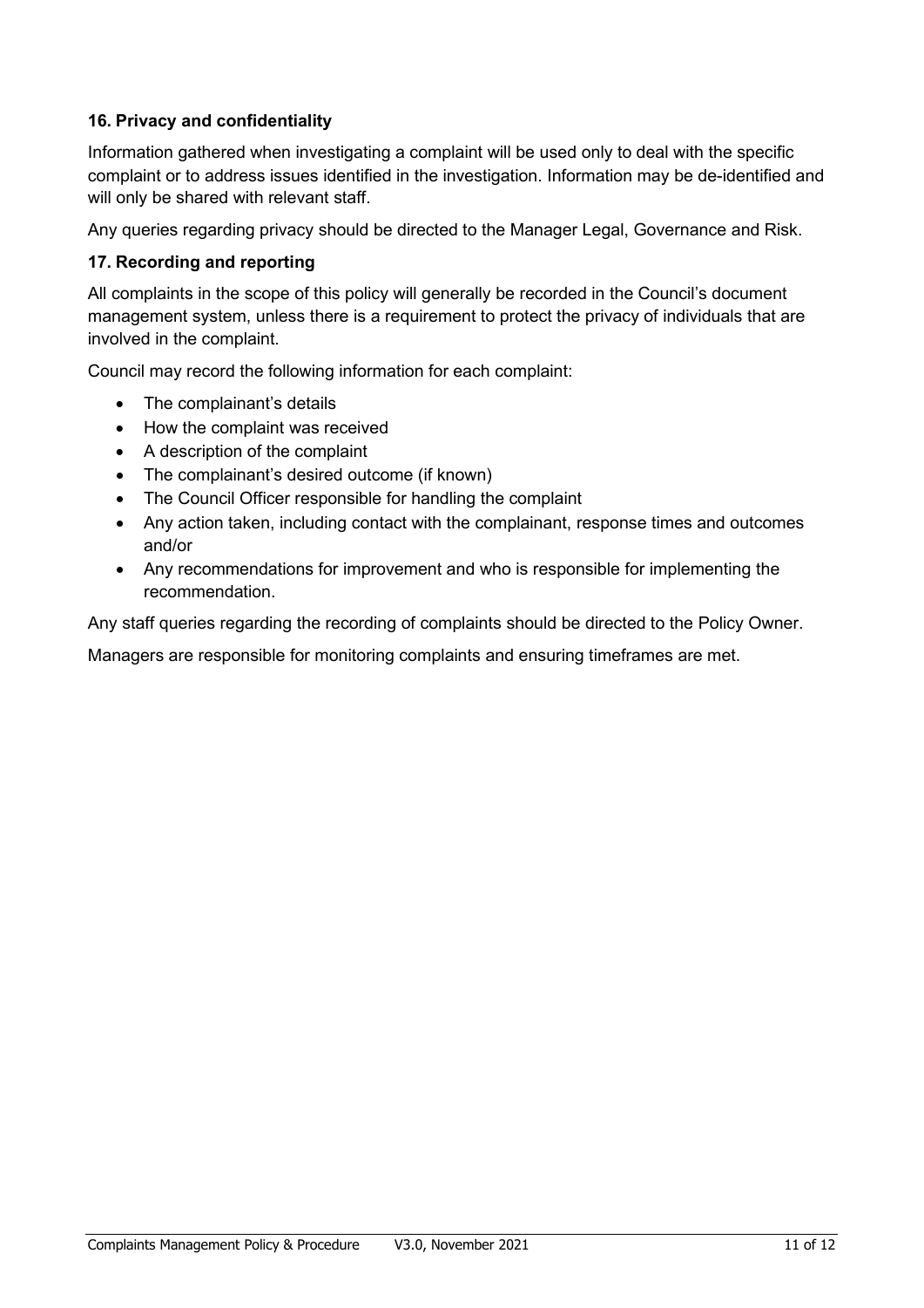### 16. Privacy and confidentiality

Information gathered when investigating a complaint will be used only to deal with the specific complaint or to address issues identified in the investigation. Information may be de-identified and will only be shared with relevant staff.

Any queries regarding privacy should be directed to the Manager Legal, Governance and Risk.

### 17. Recording and reporting

All complaints in the scope of this policy will generally be recorded in the Council's document management system, unless there is a requirement to protect the privacy of individuals that are involved in the complaint.

Council may record the following information for each complaint:

- The complainant's details
- How the complaint was received
- A description of the complaint
- The complainant's desired outcome (if known)
- The Council Officer responsible for handling the complaint
- Any action taken, including contact with the complainant, response times and outcomes and/or
- Any recommendations for improvement and who is responsible for implementing the recommendation.

Any staff queries regarding the recording of complaints should be directed to the Policy Owner.

Managers are responsible for monitoring complaints and ensuring timeframes are met.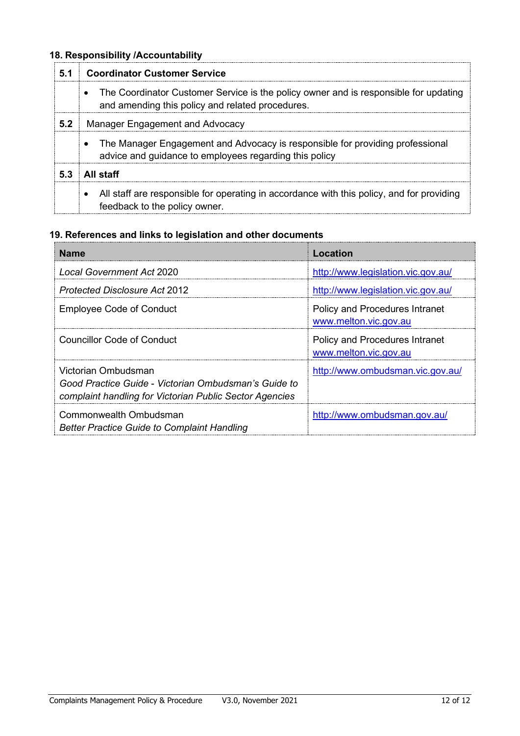## 18. Responsibility /Accountability

| | |
|---|---|
| **5.1** | **Coordinator Customer Service** |
| | • The Coordinator Customer Service is the policy owner and is responsible for updating and amending this policy and related procedures. |
| **5.2** | Manager Engagement and Advocacy |
| | • The Manager Engagement and Advocacy is responsible for providing professional advice and guidance to employees regarding this policy |
| **5.3** | **All staff** |
| | • All staff are responsible for operating in accordance with this policy, and for providing feedback to the policy owner. |

## 19. References and links to legislation and other documents

| Name | Location |
|---|---|
| *Local Government Act* 2020 | http://www.legislation.vic.gov.au/ |
| *Protected Disclosure Act* 2012 | http://www.legislation.vic.gov.au/ |
| Employee Code of Conduct | Policy and Procedures Intranet www.melton.vic.gov.au |
| Councillor Code of Conduct | Policy and Procedures Intranet www.melton.vic.gov.au |
| Victorian Ombudsman *Good Practice Guide - Victorian Ombudsman's Guide to complaint handling for Victorian Public Sector Agencies* | http://www.ombudsman.vic.gov.au/ |
| Commonwealth Ombudsman *Better Practice Guide to Complaint Handling* | http://www.ombudsman.gov.au/ |